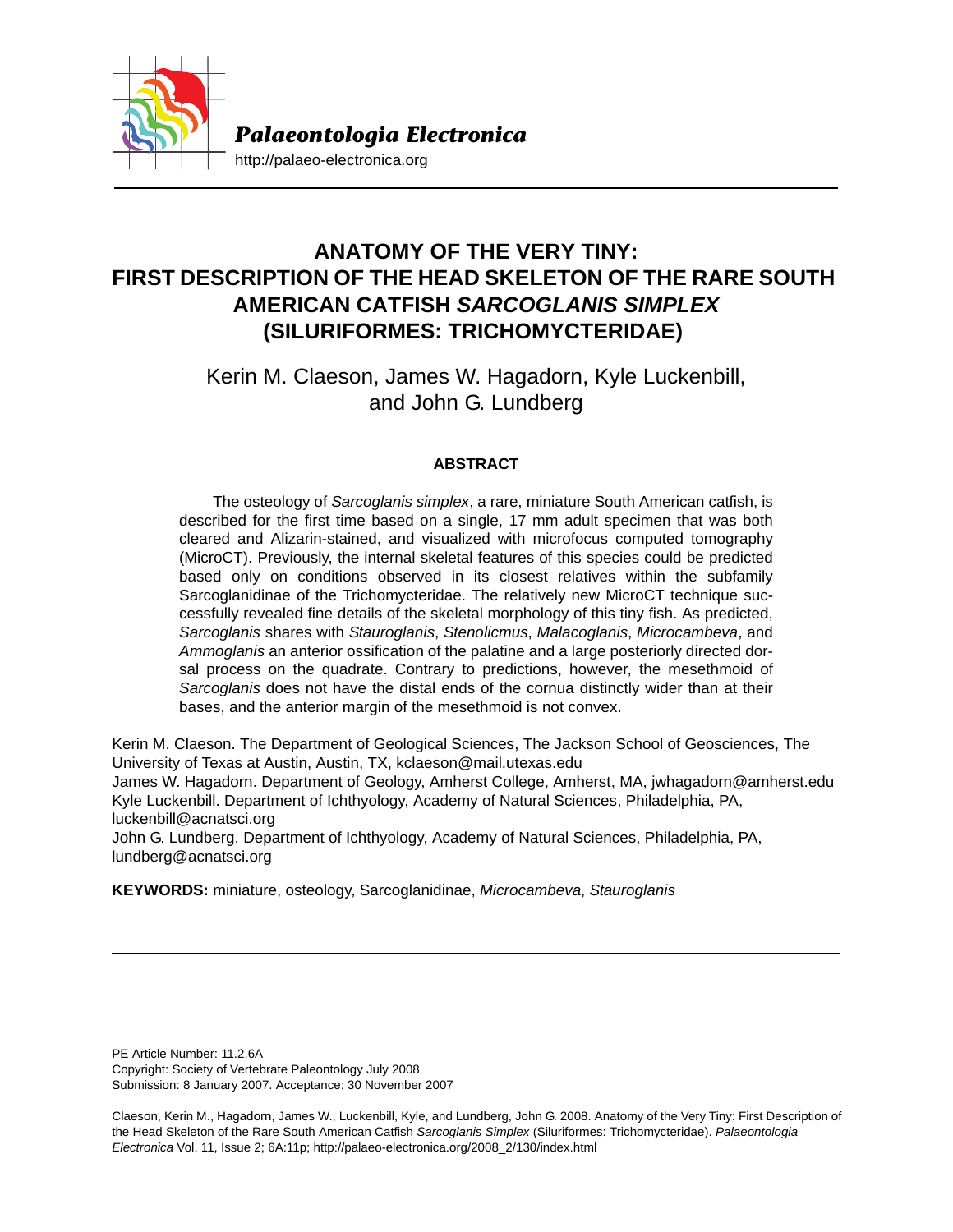Palaeontologia Electronica

http://palaeo-electronica.org

# ANATOMY OF THE VERY TINY: FIRST DESCRIPTION OF THE HEAD SKELETON OF THE RARE SOUTH AMERICAN CATFISH *SARCOGLANIS SIMPLEX* (SILURIFORMES: TRICHOMYCTERIDAE)

Kerin M. Claeson, James W. Hagadorn, Kyle Luckenbill, and John G. Lundberg

## ABSTRACT

The osteology of *Sarcoglanis simplex*, a rare, miniature South American catfish, is described for the first time based on a single, 17 mm adult specimen that was both cleared and Alizarin-stained, and visualized with microfocus computed tomography (MicroCT). Previously, the internal skeletal features of this species could be predicted based only on conditions observed in its closest relatives within the subfamily Sarcoglanidinae of the Trichomycteridae. The relatively new MicroCT technique successfully revealed fine details of the skeletal morphology of this tiny fish. As predicted, *Sarcoglanis* shares with *Stauroglanis*, *Stenolicmus*, *Malacoglanis*, *Microcambeva*, and *Ammoglanis* an anterior ossification of the palatine and a large posteriorly directed dorsal process on the quadrate. Contrary to predictions, however, the mesethmoid of *Sarcoglanis* does not have the distal ends of the cornua distinctly wider than at their bases, and the anterior margin of the mesethmoid is not convex.

Kerin M. Claeson. The Department of Geological Sciences, The Jackson School of Geosciences, The University of Texas at Austin, Austin, TX, kclaeson@mail.utexas.edu
James W. Hagadorn. Department of Geology, Amherst College, Amherst, MA, jwhagadorn@amherst.edu
Kyle Luckenbill. Department of Ichthyology, Academy of Natural Sciences, Philadelphia, PA, luckenbill@acnatsci.org
John G. Lundberg. Department of Ichthyology, Academy of Natural Sciences, Philadelphia, PA, lundberg@acnatsci.org

**KEYWORDS:** miniature, osteology, Sarcoglanidinae, *Microcambeva*, *Stauroglanis*

PE Article Number: 11.2.6A
Copyright: Society of Vertebrate Paleontology July 2008
Submission: 8 January 2007. Acceptance: 30 November 2007

Claeson, Kerin M., Hagadorn, James W., Luckenbill, Kyle, and Lundberg, John G. 2008. Anatomy of the Very Tiny: First Description of the Head Skeleton of the Rare South American Catfish *Sarcoglanis Simplex* (Siluriformes: Trichomycteridae). *Palaeontologia Electronica* Vol. 11, Issue 2; 6A:11p; http://palaeo-electronica.org/2008_2/130/index.html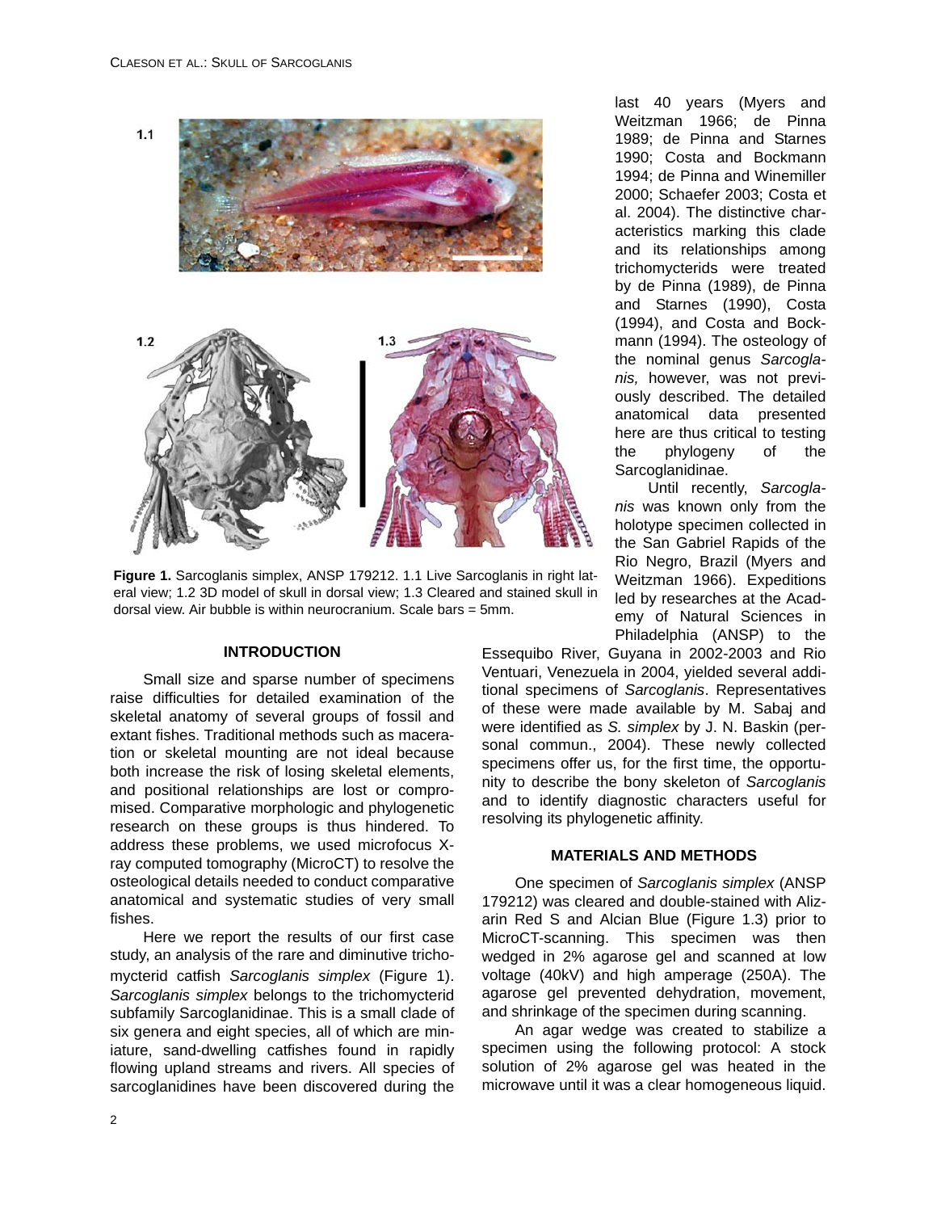**Figure 1.** Sarcoglanis simplex, ANSP 179212. 1.1 Live Sarcoglanis in right lateral view; 1.2 3D model of skull in dorsal view; 1.3 Cleared and stained skull in dorsal view. Air bubble is within neurocranium. Scale bars = 5mm.

## INTRODUCTION

Small size and sparse number of specimens raise difficulties for detailed examination of the skeletal anatomy of several groups of fossil and extant fishes. Traditional methods such as maceration or skeletal mounting are not ideal because both increase the risk of losing skeletal elements, and positional relationships are lost or compromised. Comparative morphologic and phylogenetic research on these groups is thus hindered. To address these problems, we used microfocus X-ray computed tomography (MicroCT) to resolve the osteological details needed to conduct comparative anatomical and systematic studies of very small fishes.

Here we report the results of our first case study, an analysis of the rare and diminutive trichomycterid catfish *Sarcoglanis simplex* (Figure 1). *Sarcoglanis simplex* belongs to the trichomycterid subfamily Sarcoglanidinae. This is a small clade of six genera and eight species, all of which are miniature, sand-dwelling catfishes found in rapidly flowing upland streams and rivers. All species of sarcoglanidines have been discovered during the last 40 years (Myers and Weitzman 1966; de Pinna 1989; de Pinna and Starnes 1990; Costa and Bockmann 1994; de Pinna and Winemiller 2000; Schaefer 2003; Costa et al. 2004). The distinctive characteristics marking this clade and its relationships among trichomycterids were treated by de Pinna (1989), de Pinna and Starnes (1990), Costa (1994), and Costa and Bockmann (1994). The osteology of the nominal genus *Sarcoglanis,* however, was not previously described. The detailed anatomical data presented here are thus critical to testing the phylogeny of the Sarcoglanidinae.

Until recently, *Sarcoglanis* was known only from the holotype specimen collected in the San Gabriel Rapids of the Rio Negro, Brazil (Myers and Weitzman 1966). Expeditions led by researches at the Academy of Natural Sciences in Philadelphia (ANSP) to the Essequibo River, Guyana in 2002-2003 and Rio Venturi, Venezuela in 2004, yielded several additional specimens of *Sarcoglanis*. Representatives of these were made available by M. Sabaj and were identified as *S. simplex* by J. N. Baskin (personal commun., 2004). These newly collected specimens offer us, for the first time, the opportunity to describe the bony skeleton of *Sarcoglanis* and to identify diagnostic characters useful for resolving its phylogenetic affinity.

## MATERIALS AND METHODS

One specimen of *Sarcoglanis simplex* (ANSP 179212) was cleared and double-stained with Alizarin Red S and Alcian Blue (Figure 1.3) prior to MicroCT-scanning. This specimen was then wedged in 2% agarose gel and scanned at low voltage (40kV) and high amperage (250A). The agarose gel prevented dehydration, movement, and shrinkage of the specimen during scanning.

An agar wedge was created to stabilize a specimen using the following protocol: A stock solution of 2% agarose gel was heated in the microwave until it was a clear homogeneous liquid.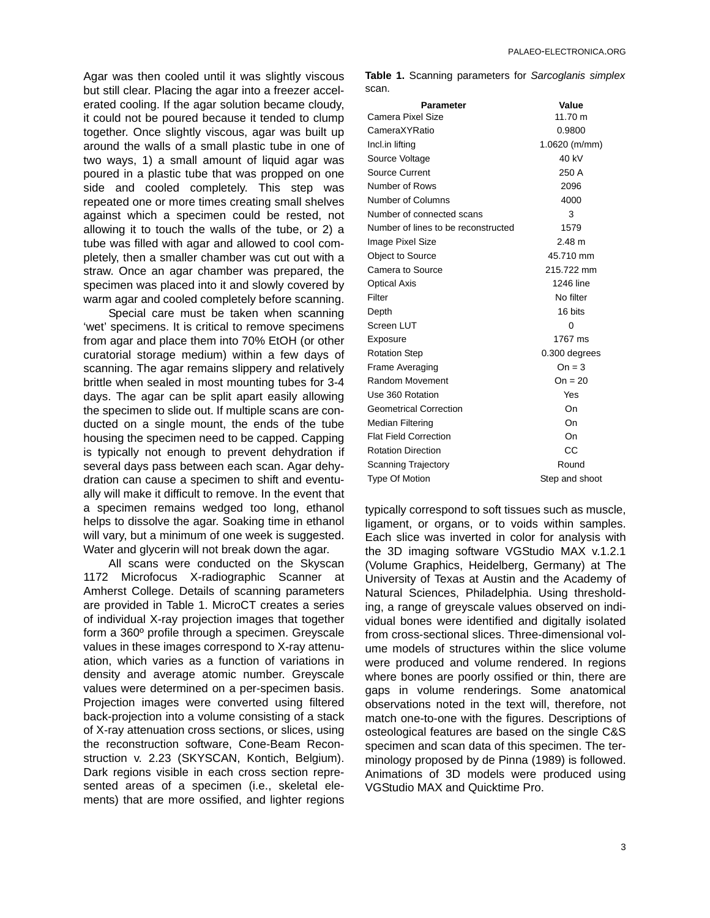Agar was then cooled until it was slightly viscous but still clear. Placing the agar into a freezer accelerated cooling. If the agar solution became cloudy, it could not be poured because it tended to clump together. Once slightly viscous, agar was built up around the walls of a small plastic tube in one of two ways, 1) a small amount of liquid agar was poured in a plastic tube that was propped on one side and cooled completely. This step was repeated one or more times creating small shelves against which a specimen could be rested, not allowing it to touch the walls of the tube, or 2) a tube was filled with agar and allowed to cool completely, then a smaller chamber was cut out with a straw. Once an agar chamber was prepared, the specimen was placed into it and slowly covered by warm agar and cooled completely before scanning.

Special care must be taken when scanning 'wet' specimens. It is critical to remove specimens from agar and place them into 70% EtOH (or other curatorial storage medium) within a few days of scanning. The agar remains slippery and relatively brittle when sealed in most mounting tubes for 3-4 days. The agar can be split apart allowing the specimen to slide out. If multiple scans are conducted on a single mount, the ends of the tube housing the specimen need to be capped. Capping is typically not enough to prevent dehydration if several days pass between each scan. Agar dehydration can cause a specimen to shift and eventually will make it difficult to remove. In the event that a specimen remains wedged too long, ethanol helps to dissolve the agar. Soaking time in ethanol will vary, but a minimum of one week is suggested. Water and glycerin will not break down the agar.

All scans were conducted on the Skyscan 1172 Microfocus X-radiographic Scanner at Amherst College. Details of scanning parameters are provided in Table 1. MicroCT creates a series of individual X-ray projection images that together form a 360º profile through a specimen. Greyscale values in these images correspond to X-ray attenuation, which varies as a function of variations in density and average atomic number. Greyscale values were determined on a per-specimen basis. Projection images were converted using filtered back-projection into a volume consisting of a stack of X-ray attenuation cross sections, or slices, using the reconstruction software, Cone-Beam Reconstruction v. 2.23 (SKYSCAN, Kontich, Belgium). Dark regions visible in each cross section represented areas of a specimen (i.e., skeletal elements) that are more ossified, and lighter regions typically correspond to soft tissues such as muscle, ligament, or organs, or to voids within samples. Each slice was inverted in color for analysis with the 3D imaging software VGStudio MAX v.1.2.1 (Volume Graphics, Heidelberg, Germany) at The University of Texas at Austin and the Academy of Natural Sciences, Philadelphia. Using thresholding, a range of greyscale values observed on individual bones were identified and digitally isolated from cross-sectional slices. Three-dimensional volume models of structures within the slice volume were produced and volume rendered. In regions where bones are poorly ossified or thin, there are gaps in volume renderings. Some anatomical observations noted in the text will, therefore, not match one-to-one with the figures. Descriptions of osteological features are based on the single C&S specimen and scan data of this specimen. The terminology proposed by de Pinna (1989) is followed. Animations of 3D models were produced using VGStudio MAX and Quicktime Pro.

**Table 1.** Scanning parameters for *Sarcoglanis simplex* scan.

| Parameter | Value |
|---|---|
| Camera Pixel Size | 11.70 m |
| CameraXYRatio | 0.9800 |
| Incl.in lifting | 1.0620 (m/mm) |
| Source Voltage | 40 kV |
| Source Current | 250 A |
| Number of Rows | 2096 |
| Number of Columns | 4000 |
| Number of connected scans | 3 |
| Number of lines to be reconstructed | 1579 |
| Image Pixel Size | 2.48 m |
| Object to Source | 45.710 mm |
| Camera to Source | 215.722 mm |
| Optical Axis | 1246 line |
| Filter | No filter |
| Depth | 16 bits |
| Screen LUT | 0 |
| Exposure | 1767 ms |
| Rotation Step | 0.300 degrees |
| Frame Averaging | On = 3 |
| Random Movement | On = 20 |
| Use 360 Rotation | Yes |
| Geometrical Correction | On |
| Median Filtering | On |
| Flat Field Correction | On |
| Rotation Direction | CC |
| Scanning Trajectory | Round |
| Type Of Motion | Step and shoot |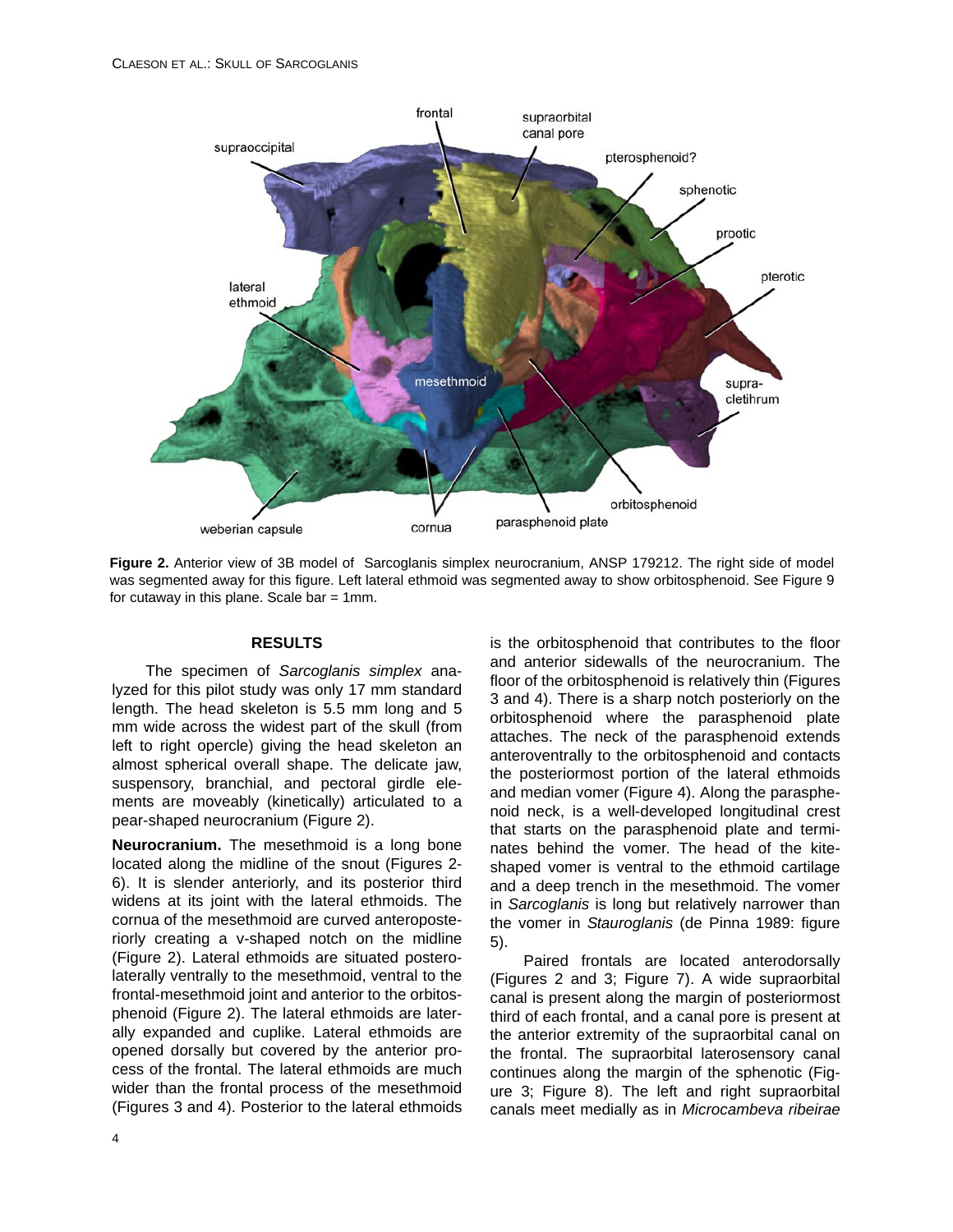**Figure 2.** Anterior view of 3B model of Sarcoglanis simplex neurocranium, ANSP 179212. The right side of model was segmented away for this figure. Left lateral ethmoid was segmented away to show orbitosphenoid. See Figure 9 for cutaway in this plane. Scale bar = 1mm.

## RESULTS

The specimen of *Sarcoglanis simplex* analyzed for this pilot study was only 17 mm standard length. The head skeleton is 5.5 mm long and 5 mm wide across the widest part of the skull (from left to right opercle) giving the head skeleton an almost spherical overall shape. The delicate jaw, suspensory, branchial, and pectoral girdle elements are moveably (kinetically) articulated to a pear-shaped neurocranium (Figure 2).

**Neurocranium.** The mesethmoid is a long bone located along the midline of the snout (Figures 2-6). It is slender anteriorly, and its posterior third widens at its joint with the lateral ethmoids. The cornua of the mesethmoid are curved anteroposteriorly creating a v-shaped notch on the midline (Figure 2). Lateral ethmoids are situated posterolaterally ventrally to the mesethmoid, ventral to the frontal-mesethmoid joint and anterior to the orbitosphenoid (Figure 2). The lateral ethmoids are laterally expanded and cuplike. Lateral ethmoids are opened dorsally but covered by the anterior process of the frontal. The lateral ethmoids are much wider than the frontal process of the mesethmoid (Figures 3 and 4). Posterior to the lateral ethmoids is the orbitosphenoid that contributes to the floor and anterior sidewalls of the neurocranium. The floor of the orbitosphenoid is relatively thin (Figures 3 and 4). There is a sharp notch posteriorly on the orbitosphenoid where the parasphenoid plate attaches. The neck of the parasphenoid extends anteroventrally to the orbitosphenoid and contacts the posteriormost portion of the lateral ethmoids and median vomer (Figure 4). Along the parasphenoid neck, is a well-developed longitudinal crest that starts on the parasphenoid plate and terminates behind the vomer. The head of the kite-shaped vomer is ventral to the ethmoid cartilage and a deep trench in the mesethmoid. The vomer in *Sarcoglanis* is long but relatively narrower than the vomer in *Stauroglanis* (de Pinna 1989: figure 5).

Paired frontals are located anterodorsally (Figures 2 and 3; Figure 7). A wide supraorbital canal is present along the margin of posteriormost third of each frontal, and a canal pore is present at the anterior extremity of the supraorbital canal on the frontal. The supraorbital laterosensory canal continues along the margin of the sphenotic (Figure 3; Figure 8). The left and right supraorbital canals meet medially as in *Microcambeva ribeirae*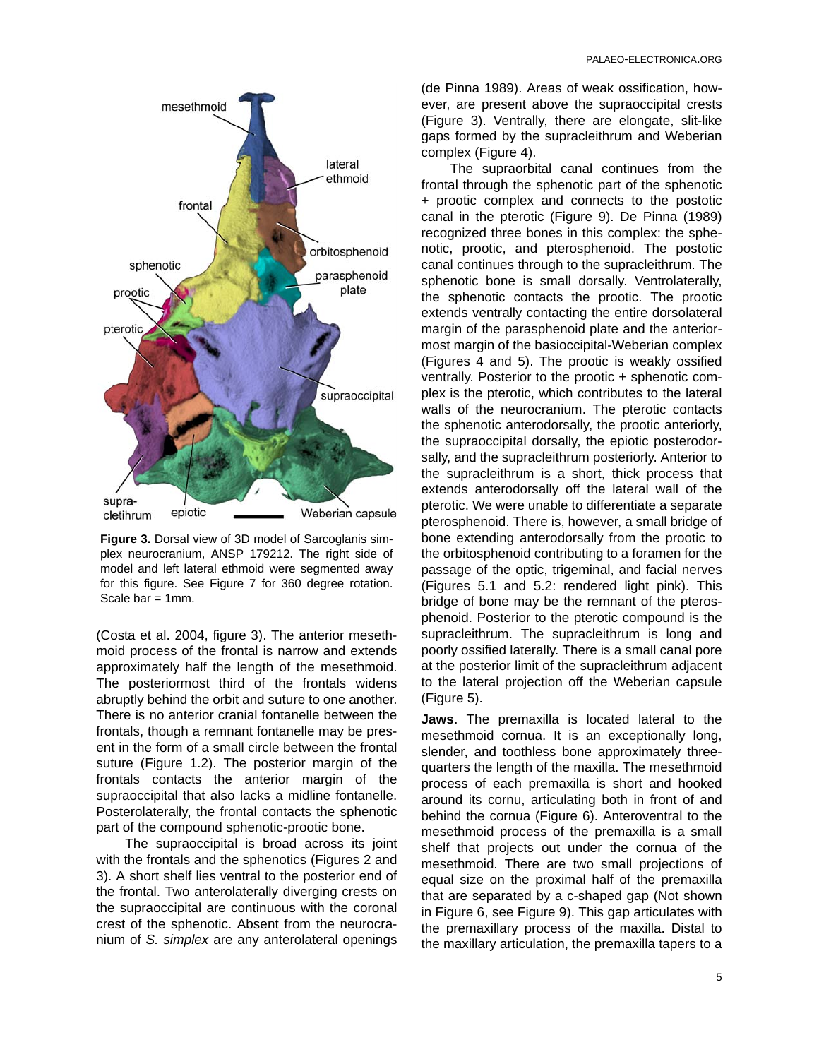**Figure 3.** Dorsal view of 3D model of Sarcoglanis simplex neurocranium, ANSP 179212. The right side of model and left lateral ethmoid were segmented away for this figure. See Figure 7 for 360 degree rotation. Scale bar = 1mm.

(Costa et al. 2004, figure 3). The anterior mesethmoid process of the frontal is narrow and extends approximately half the length of the mesethmoid. The posteriormost third of the frontals widens abruptly behind the orbit and suture to one another. There is no anterior cranial fontanelle between the frontals, though a remnant fontanelle may be present in the form of a small circle between the frontal suture (Figure 1.2). The posterior margin of the frontals contacts the anterior margin of the supraoccipital that also lacks a midline fontanelle. Posterolaterally, the frontal contacts the sphenotic part of the compound sphenotic-prootic bone.

The supraoccipital is broad across its joint with the frontals and the sphenotics (Figures 2 and 3). A short shelf lies ventral to the posterior end of the frontal. Two anterolaterally diverging crests on the supraoccipital are continuous with the coronal crest of the sphenotic. Absent from the neurocranium of *S. simplex* are any anterolateral openings (de Pinna 1989). Areas of weak ossification, however, are present above the supraoccipital crests (Figure 3). Ventrally, there are elongate, slit-like gaps formed by the supracleithrum and Weberian complex (Figure 4).

The supraorbital canal continues from the frontal through the sphenotic part of the sphenotic + prootic complex and connects to the postotic canal in the pterotic (Figure 9). De Pinna (1989) recognized three bones in this complex: the sphenotic, prootic, and pterosphenoid. The postotic canal continues through to the supracleithrum. The sphenotic bone is small dorsally. Ventrolaterally, the sphenotic contacts the prootic. The prootic extends ventrally contacting the entire dorsolateral margin of the parasphenoid plate and the anteriormost margin of the basioccipital-Weberian complex (Figures 4 and 5). The prootic is weakly ossified ventrally. Posterior to the prootic + sphenotic complex is the pterotic, which contributes to the lateral walls of the neurocranium. The pterotic contacts the sphenotic anterodorsally, the prootic anteriorly, the supraoccipital dorsally, the epiotic posterodorsally, and the supracleithrum posteriorly. Anterior to the supracleithrum is a short, thick process that extends anterodorsally off the lateral wall of the pterotic. We were unable to differentiate a separate pterosphenoid. There is, however, a small bridge of bone extending anterodorsally from the prootic to the orbitosphenoid contributing to a foramen for the passage of the optic, trigeminal, and facial nerves (Figures 5.1 and 5.2: rendered light pink). This bridge of bone may be the remnant of the pterosphenoid. Posterior to the pterotic compound is the supracleithrum. The supracleithrum is long and poorly ossified laterally. There is a small canal pore at the posterior limit of the supracleithrum adjacent to the lateral projection off the Weberian capsule (Figure 5).

**Jaws.** The premaxilla is located lateral to the mesethmoid cornua. It is an exceptionally long, slender, and toothless bone approximately three-quarters the length of the maxilla. The mesethmoid process of each premaxilla is short and hooked around its cornu, articulating both in front of and behind the cornua (Figure 6). Anteroventral to the mesethmoid process of the premaxilla is a small shelf that projects out under the cornua of the mesethmoid. There are two small projections of equal size on the proximal half of the premaxilla that are separated by a c-shaped gap (Not shown in Figure 6, see Figure 9). This gap articulates with the premaxillary process of the maxilla. Distal to the maxillary articulation, the premaxilla tapers to a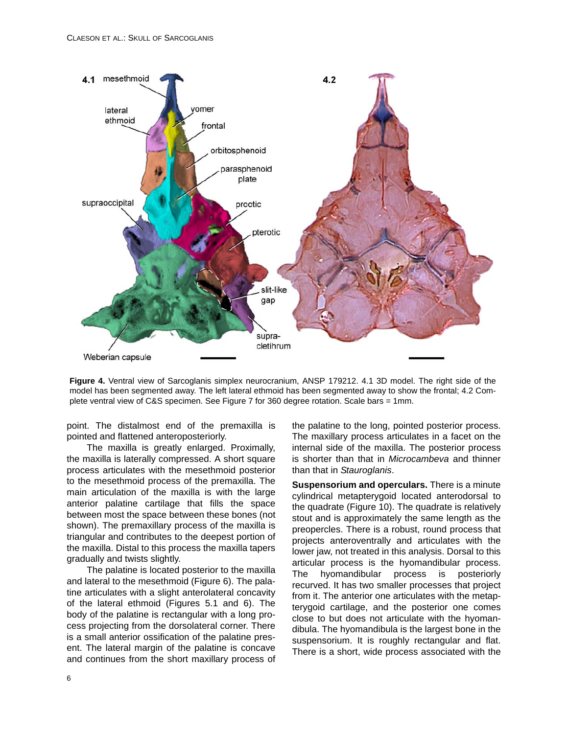**Figure 4.** Ventral view of Sarcoglanis simplex neurocranium, ANSP 179212. 4.1 3D model. The right side of the model has been segmented away. The left lateral ethmoid has been segmented away to show the frontal; 4.2 Complete ventral view of C&S specimen. See Figure 7 for 360 degree rotation. Scale bars = 1mm.

point. The distalmost end of the premaxilla is pointed and flattened anteroposteriorly.

The maxilla is greatly enlarged. Proximally, the maxilla is laterally compressed. A short square process articulates with the mesethmoid posterior to the mesethmoid process of the premaxilla. The main articulation of the maxilla is with the large anterior palatine cartilage that fills the space between most the space between these bones (not shown). The premaxillary process of the maxilla is triangular and contributes to the deepest portion of the maxilla. Distal to this process the maxilla tapers gradually and twists slightly.

The palatine is located posterior to the maxilla and lateral to the mesethmoid (Figure 6). The palatine articulates with a slight anterolateral concavity of the lateral ethmoid (Figures 5.1 and 6). The body of the palatine is rectangular with a long process projecting from the dorsolateral corner. There is a small anterior ossification of the palatine present. The lateral margin of the palatine is concave and continues from the short maxillary process of the palatine to the long, pointed posterior process. The maxillary process articulates in a facet on the internal side of the maxilla. The posterior process is shorter than that in *Microcambeva* and thinner than that in *Stauroglanis*.

**Suspensorium and operculars.** There is a minute cylindrical metapterygoid located anterodorsal to the quadrate (Figure 10). The quadrate is relatively stout and is approximately the same length as the preopercles. There is a robust, round process that projects anteroventrally and articulates with the lower jaw, not treated in this analysis. Dorsal to this articular process is the hyomandibular process. The hyomandibular process is posteriorly recurved. It has two smaller processes that project from it. The anterior one articulates with the metapterygoid cartilage, and the posterior one comes close to but does not articulate with the hyomandibula. The hyomandibula is the largest bone in the suspensorium. It is roughly rectangular and flat. There is a short, wide process associated with the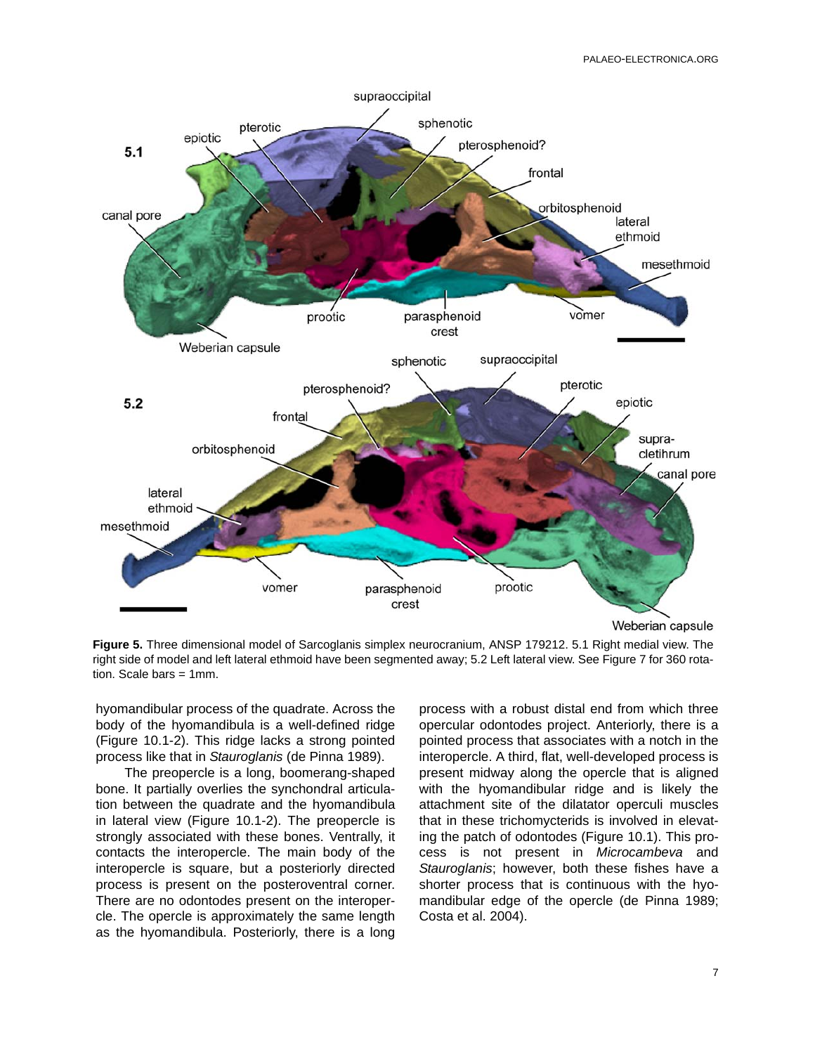**Figure 5.** Three dimensional model of Sarcoglanis simplex neurocranium, ANSP 179212. 5.1 Right medial view. The right side of model and left lateral ethmoid have been segmented away; 5.2 Left lateral view. See Figure 7 for 360 rotation. Scale bars = 1mm.

hyomandibular process of the quadrate. Across the body of the hyomandibula is a well-defined ridge (Figure 10.1-2). This ridge lacks a strong pointed process like that in *Stauroglanis* (de Pinna 1989).

The preopercle is a long, boomerang-shaped bone. It partially overlies the synchondral articulation between the quadrate and the hyomandibula in lateral view (Figure 10.1-2). The preopercle is strongly associated with these bones. Ventrally, it contacts the interopercle. The main body of the interopercle is square, but a posteriorly directed process is present on the posteroventral corner. There are no odontodes present on the interopercle. The opercle is approximately the same length as the hyomandibula. Posteriorly, there is a long process with a robust distal end from which three opercular odontodes project. Anteriorly, there is a pointed process that associates with a notch in the interopercle. A third, flat, well-developed process is present midway along the opercle that is aligned with the hyomandibular ridge and is likely the attachment site of the dilatator operculi muscles that in these trichomycterids is involved in elevating the patch of odontodes (Figure 10.1). This process is not present in *Microcambeva* and *Stauroglanis*; however, both these fishes have a shorter process that is continuous with the hyomandibular edge of the opercle (de Pinna 1989; Costa et al. 2004).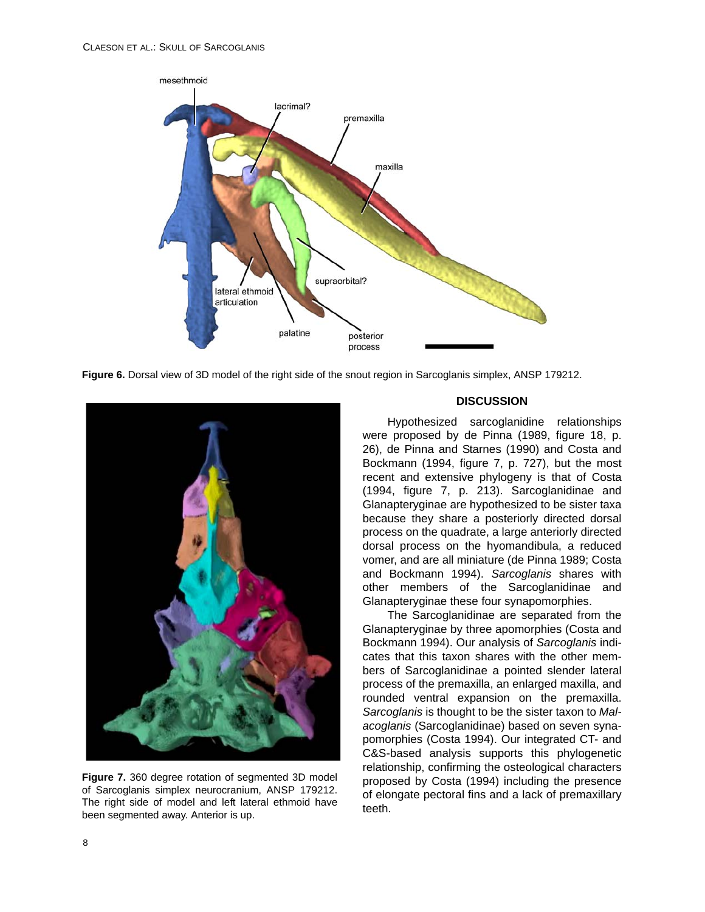**Figure 6.** Dorsal view of 3D model of the right side of the snout region in Sarcoglanis simplex, ANSP 179212.

**Figure 7.** 360 degree rotation of segmented 3D model of Sarcoglanis simplex neurocranium, ANSP 179212. The right side of model and left lateral ethmoid have been segmented away. Anterior is up.

## DISCUSSION

Hypothesized sarcoglanidine relationships were proposed by de Pinna (1989, figure 18, p. 26), de Pinna and Starnes (1990) and Costa and Bockmann (1994, figure 7, p. 727), but the most recent and extensive phylogeny is that of Costa (1994, figure 7, p. 213). Sarcoglanidinae and Glanapteryginae are hypothesized to be sister taxa because they share a posteriorly directed dorsal process on the quadrate, a large anteriorly directed dorsal process on the hyomandibula, a reduced vomer, and are all miniature (de Pinna 1989; Costa and Bockmann 1994). *Sarcoglanis* shares with other members of the Sarcoglanidinae and Glanapteryginae these four synapomorphies.

The Sarcoglanidinae are separated from the Glanapteryginae by three apomorphies (Costa and Bockmann 1994). Our analysis of *Sarcoglanis* indicates that this taxon shares with the other members of Sarcoglanidinae a pointed slender lateral process of the premaxilla, an enlarged maxilla, and rounded ventral expansion on the premaxilla. *Sarcoglanis* is thought to be the sister taxon to *Malacoglanis* (Sarcoglanidinae) based on seven synapomorphies (Costa 1994). Our integrated CT- and C&S-based analysis supports this phylogenetic relationship, confirming the osteological characters proposed by Costa (1994) including the presence of elongate pectoral fins and a lack of premaxillary teeth.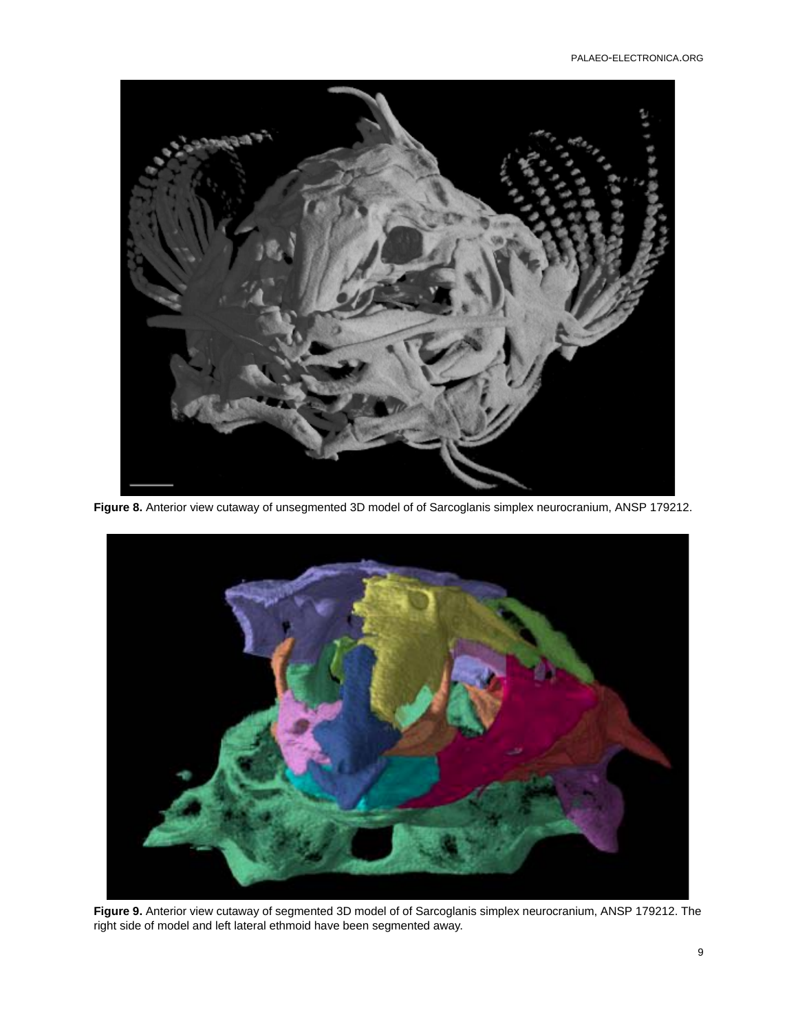**Figure 8.** Anterior view cutaway of unsegmented 3D model of of Sarcoglanis simplex neurocranium, ANSP 179212.

**Figure 9.** Anterior view cutaway of segmented 3D model of of Sarcoglanis simplex neurocranium, ANSP 179212. The right side of model and left lateral ethmoid have been segmented away.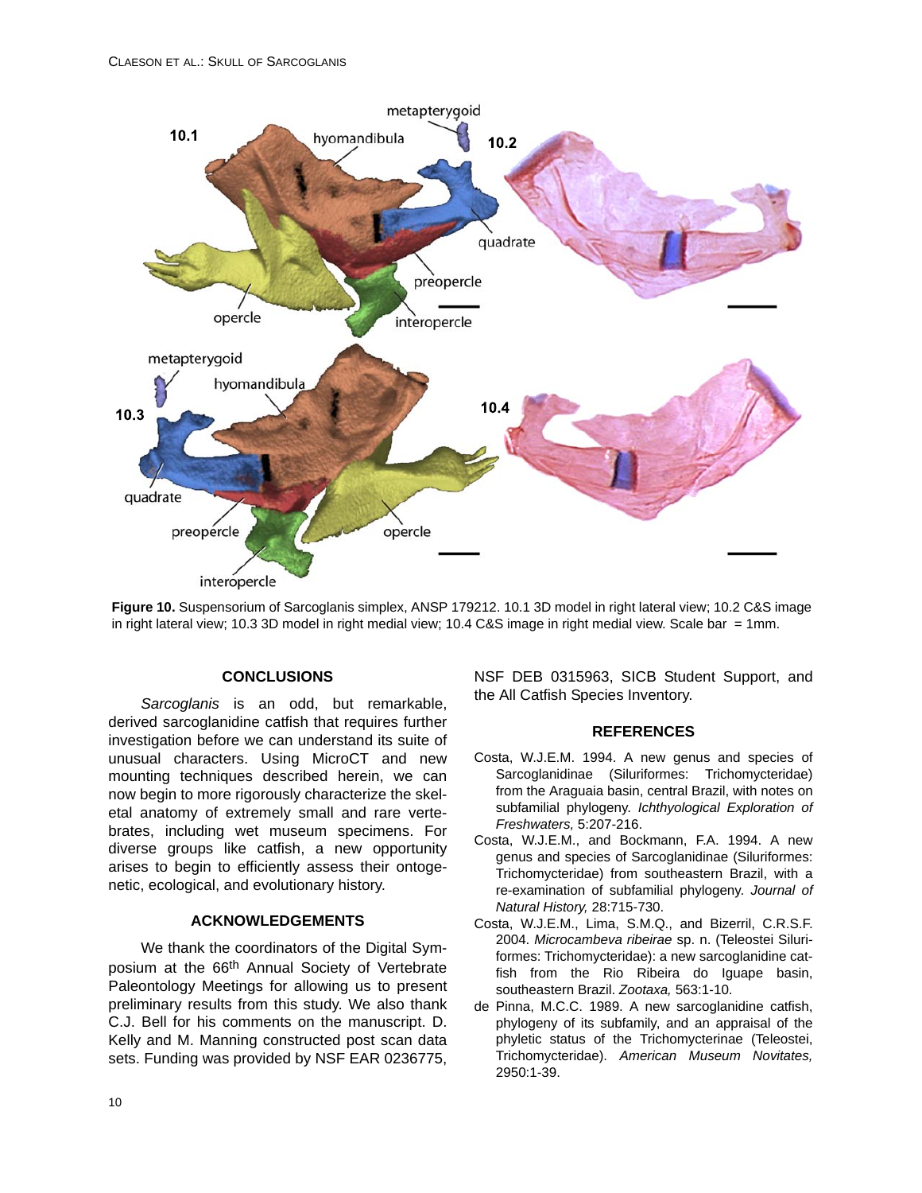**Figure 10.** Suspensorium of Sarcoglanis simplex, ANSP 179212. 10.1 3D model in right lateral view; 10.2 C&S image in right lateral view; 10.3 3D model in right medial view; 10.4 C&S image in right medial view. Scale bar = 1mm.

## CONCLUSIONS

*Sarcoglanis* is an odd, but remarkable, derived sarcoglanidine catfish that requires further investigation before we can understand its suite of unusual characters. Using MicroCT and new mounting techniques described herein, we can now begin to more rigorously characterize the skeletal anatomy of extremely small and rare vertebrates, including wet museum specimens. For diverse groups like catfish, a new opportunity arises to begin to efficiently assess their ontogenetic, ecological, and evolutionary history.

## ACKNOWLEDGEMENTS

We thank the coordinators of the Digital Symposium at the 66th Annual Society of Vertebrate Paleontology Meetings for allowing us to present preliminary results from this study. We also thank C.J. Bell for his comments on the manuscript. D. Kelly and M. Manning constructed post scan data sets. Funding was provided by NSF EAR 0236775, NSF DEB 0315963, SICB Student Support, and the All Catfish Species Inventory.

## REFERENCES

Costa, W.J.E.M. 1994. A new genus and species of Sarcoglanidinae (Siluriformes: Trichomycteridae) from the Araguaia basin, central Brazil, with notes on subfamilial phylogeny. *Ichthyological Exploration of Freshwaters,* 5:207-216.

Costa, W.J.E.M., and Bockmann, F.A. 1994. A new genus and species of Sarcoglanidinae (Siluriformes: Trichomycteridae) from southeastern Brazil, with a re-examination of subfamilial phylogeny. *Journal of Natural History,* 28:715-730.

Costa, W.J.E.M., Lima, S.M.Q., and Bizerril, C.R.S.F. 2004. *Microcambeva ribeirae* sp. n. (Teleostei Siluriformes: Trichomycteridae): a new sarcoglanidine catfish from the Rio Ribeira do Iguape basin, southeastern Brazil. *Zootaxa,* 563:1-10.

de Pinna, M.C.C. 1989. A new sarcoglanidine catfish, phylogeny of its subfamily, and an appraisal of the phyletic status of the Trichomycterinae (Teleostei, Trichomycteridae). *American Museum Novitates,* 2950:1-39.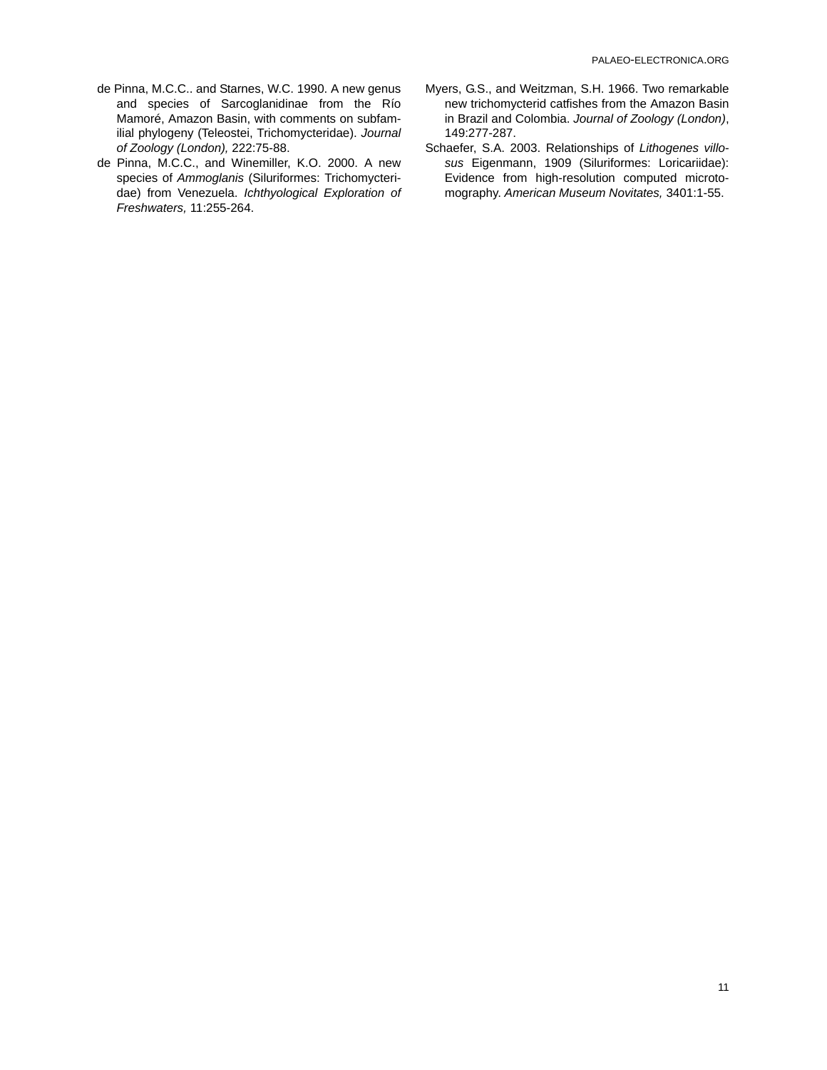de Pinna, M.C.C.. and Starnes, W.C. 1990. A new genus and species of Sarcoglanidinae from the Río Mamoré, Amazon Basin, with comments on subfamilial phylogeny (Teleostei, Trichomycteridae). *Journal of Zoology (London),* 222:75-88.

de Pinna, M.C.C., and Winemiller, K.O. 2000. A new species of *Ammoglanis* (Siluriformes: Trichomycteridae) from Venezuela. *Ichthyological Exploration of Freshwaters,* 11:255-264.

Myers, G.S., and Weitzman, S.H. 1966. Two remarkable new trichomycterid catfishes from the Amazon Basin in Brazil and Colombia. *Journal of Zoology (London)*, 149:277-287.

Schaefer, S.A. 2003. Relationships of *Lithogenes villosus* Eigenmann, 1909 (Siluriformes: Loricariidae): Evidence from high-resolution computed microtomography. *American Museum Novitates,* 3401:1-55.